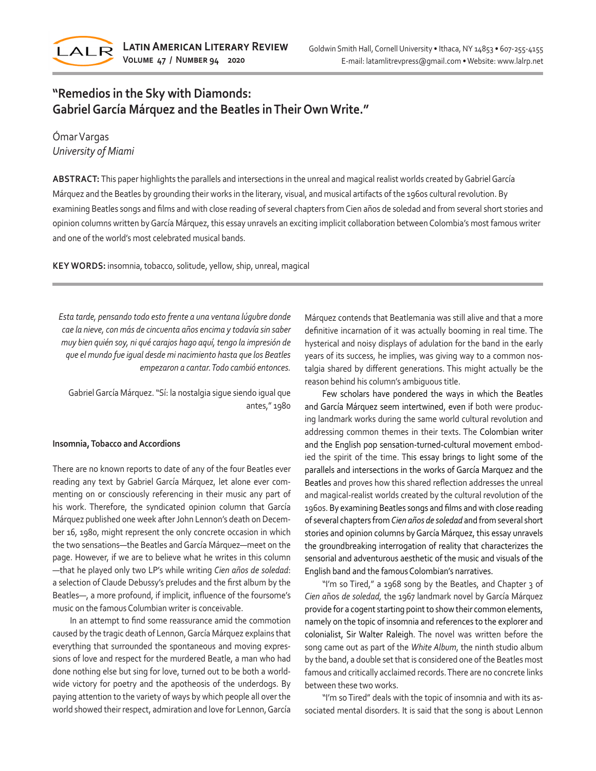# "Remedios in the Sky with Diamonds: Gabriel García Márquez and the Beatles in Their Own Write."

Ómar Vargas
*University of Miami*

**ABSTRACT:** This paper highlights the parallels and intersections in the unreal and magical realist worlds created by Gabriel García Márquez and the Beatles by grounding their works in the literary, visual, and musical artifacts of the 1960s cultural revolution. By examining Beatles songs and films and with close reading of several chapters from Cien años de soledad and from several short stories and opinion columns written by García Márquez, this essay unravels an exciting implicit collaboration between Colombia's most famous writer and one of the world's most celebrated musical bands.

**KEY WORDS:** insomnia, tobacco, solitude, yellow, ship, unreal, magical

*Esta tarde, pensando todo esto frente a una ventana lúgubre donde cae la nieve, con más de cincuenta años encima y todavía sin saber muy bien quién soy, ni qué carajos hago aquí, tengo la impresión de que el mundo fue igual desde mi nacimiento hasta que los Beatles empezaron a cantar. Todo cambió entonces.*

Gabriel García Márquez. "Sí: la nostalgia sigue siendo igual que antes," 1980

## Insomnia, Tobacco and Accordions

There are no known reports to date of any of the four Beatles ever reading any text by Gabriel García Márquez, let alone ever commenting on or consciously referencing in their music any part of his work. Therefore, the syndicated opinion column that García Márquez published one week after John Lennon's death on December 16, 1980, might represent the only concrete occasion in which the two sensations—the Beatles and García Márquez—meet on the page. However, if we are to believe what he writes in this column —that he played only two LP's while writing *Cien años de soledad*: a selection of Claude Debussy's preludes and the first album by the Beatles—, a more profound, if implicit, influence of the foursome's music on the famous Columbian writer is conceivable.

In an attempt to find some reassurance amid the commotion caused by the tragic death of Lennon, García Márquez explains that everything that surrounded the spontaneous and moving expressions of love and respect for the murdered Beatle, a man who had done nothing else but sing for love, turned out to be both a worldwide victory for poetry and the apotheosis of the underdogs. By paying attention to the variety of ways by which people all over the world showed their respect, admiration and love for Lennon, García Márquez contends that Beatlemania was still alive and that a more definitive incarnation of it was actually booming in real time. The hysterical and noisy displays of adulation for the band in the early years of its success, he implies, was giving way to a common nostalgia shared by different generations. This might actually be the reason behind his column's ambiguous title.

Few scholars have pondered the ways in which the Beatles and García Márquez seem intertwined, even if both were producing landmark works during the same world cultural revolution and addressing common themes in their texts. The Colombian writer and the English pop sensation-turned-cultural movement embodied the spirit of the time. This essay brings to light some of the parallels and intersections in the works of García Marquez and the Beatles and proves how this shared reflection addresses the unreal and magical-realist worlds created by the cultural revolution of the 1960s. By examining Beatles songs and films and with close reading of several chapters from *Cien años de soledad* and from several short stories and opinion columns by García Márquez, this essay unravels the groundbreaking interrogation of reality that characterizes the sensorial and adventurous aesthetic of the music and visuals of the English band and the famous Colombian's narratives.

"I'm so Tired," a 1968 song by the Beatles, and Chapter 3 of *Cien años de soledad*, the 1967 landmark novel by García Márquez provide for a cogent starting point to show their common elements, namely on the topic of insomnia and references to the explorer and colonialist, Sir Walter Raleigh. The novel was written before the song came out as part of the *White Album*, the ninth studio album by the band, a double set that is considered one of the Beatles most famous and critically acclaimed records. There are no concrete links between these two works.

"I'm so Tired" deals with the topic of insomnia and with its associated mental disorders. It is said that the song is about Lennon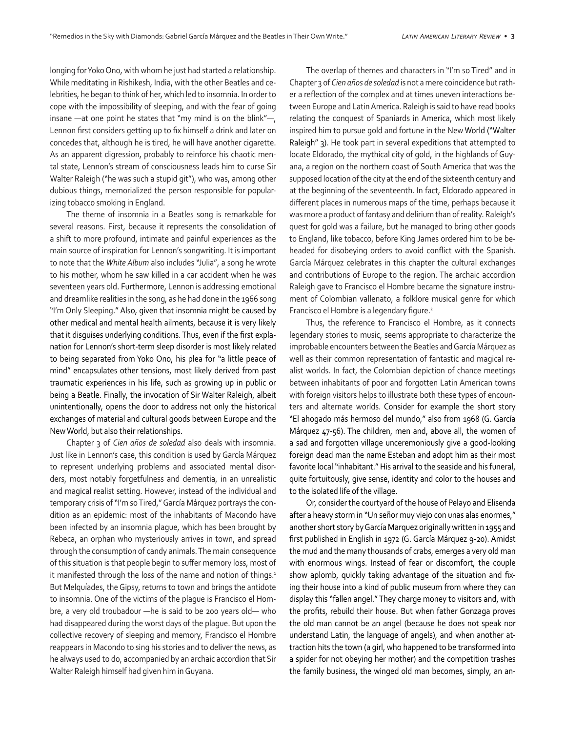longing for Yoko Ono, with whom he just had started a relationship. While meditating in Rishikesh, India, with the other Beatles and celebrities, he began to think of her, which led to insomnia. In order to cope with the impossibility of sleeping, and with the fear of going insane —at one point he states that "my mind is on the blink"—, Lennon first considers getting up to fix himself a drink and later on concedes that, although he is tired, he will have another cigarette. As an apparent digression, probably to reinforce his chaotic mental state, Lennon's stream of consciousness leads him to curse Sir Walter Raleigh ("he was such a stupid git"), who was, among other dubious things, memorialized the person responsible for popularizing tobacco smoking in England.

The theme of insomnia in a Beatles song is remarkable for several reasons. First, because it represents the consolidation of a shift to more profound, intimate and painful experiences as the main source of inspiration for Lennon's songwriting. It is important to note that the *White Album* also includes "Julia", a song he wrote to his mother, whom he saw killed in a car accident when he was seventeen years old. Furthermore, Lennon is addressing emotional and dreamlike realities in the song, as he had done in the 1966 song "I'm Only Sleeping." Also, given that insomnia might be caused by other medical and mental health ailments, because it is very likely that it disguises underlying conditions. Thus, even if the first explanation for Lennon's short-term sleep disorder is most likely related to being separated from Yoko Ono, his plea for "a little peace of mind" encapsulates other tensions, most likely derived from past traumatic experiences in his life, such as growing up in public or being a Beatle. Finally, the invocation of Sir Walter Raleigh, albeit unintentionally, opens the door to address not only the historical exchanges of material and cultural goods between Europe and the New World, but also their relationships.

Chapter 3 of *Cien años de soledad* also deals with insomnia. Just like in Lennon's case, this condition is used by García Márquez to represent underlying problems and associated mental disorders, most notably forgetfulness and dementia, in an unrealistic and magical realist setting. However, instead of the individual and temporary crisis of "I'm so Tired," García Márquez portrays the condition as an epidemic: most of the inhabitants of Macondo have been infected by an insomnia plague, which has been brought by Rebeca, an orphan who mysteriously arrives in town, and spread through the consumption of candy animals. The main consequence of this situation is that people begin to suffer memory loss, most of it manifested through the loss of the name and notion of things.[1] But Melquíades, the Gipsy, returns to town and brings the antidote to insomnia. One of the victims of the plague is Francisco el Hombre, a very old troubadour —he is said to be 200 years old— who had disappeared during the worst days of the plague. But upon the collective recovery of sleeping and memory, Francisco el Hombre reappears in Macondo to sing his stories and to deliver the news, as he always used to do, accompanied by an archaic accordion that Sir Walter Raleigh himself had given him in Guyana.

The overlap of themes and characters in "I'm so Tired" and in Chapter 3 of *Cien años de soledad* is not a mere coincidence but rather a reflection of the complex and at times uneven interactions between Europe and Latin America. Raleigh is said to have read books relating the conquest of Spaniards in America, which most likely inspired him to pursue gold and fortune in the New World ("Walter Raleigh" 3). He took part in several expeditions that attempted to locate Eldorado, the mythical city of gold, in the highlands of Guyana, a region on the northern coast of South America that was the supposed location of the city at the end of the sixteenth century and at the beginning of the seventeenth. In fact, Eldorado appeared in different places in numerous maps of the time, perhaps because it was more a product of fantasy and delirium than of reality. Raleigh's quest for gold was a failure, but he managed to bring other goods to England, like tobacco, before King James ordered him to be beheaded for disobeying orders to avoid conflict with the Spanish. García Márquez celebrates in this chapter the cultural exchanges and contributions of Europe to the region. The archaic accordion Raleigh gave to Francisco el Hombre became the signature instrument of Colombian vallenato, a folklore musical genre for which Francisco el Hombre is a legendary figure.[2]

Thus, the reference to Francisco el Hombre, as it connects legendary stories to music, seems appropriate to characterize the improbable encounters between the Beatles and García Márquez as well as their common representation of fantastic and magical realist worlds. In fact, the Colombian depiction of chance meetings between inhabitants of poor and forgotten Latin American towns with foreign visitors helps to illustrate both these types of encounters and alternate worlds. Consider for example the short story "El ahogado más hermoso del mundo," also from 1968 (G. García Márquez 47-56). The children, men and, above all, the women of a sad and forgotten village unceremoniously give a good-looking foreign dead man the name Esteban and adopt him as their most favorite local "inhabitant." His arrival to the seaside and his funeral, quite fortuitously, give sense, identity and color to the houses and to the isolated life of the village.

Or, consider the courtyard of the house of Pelayo and Elisenda after a heavy storm in "Un señor muy viejo con unas alas enormes," another short story by García Marquez originally written in 1955 and first published in English in 1972 (G. García Márquez 9-20). Amidst the mud and the many thousands of crabs, emerges a very old man with enormous wings. Instead of fear or discomfort, the couple show aplomb, quickly taking advantage of the situation and fixing their house into a kind of public museum from where they can display this "fallen angel." They charge money to visitors and, with the profits, rebuild their house. But when father Gonzaga proves the old man cannot be an angel (because he does not speak nor understand Latin, the language of angels), and when another attraction hits the town (a girl, who happened to be transformed into a spider for not obeying her mother) and the competition trashes the family business, the winged old man becomes, simply, an an-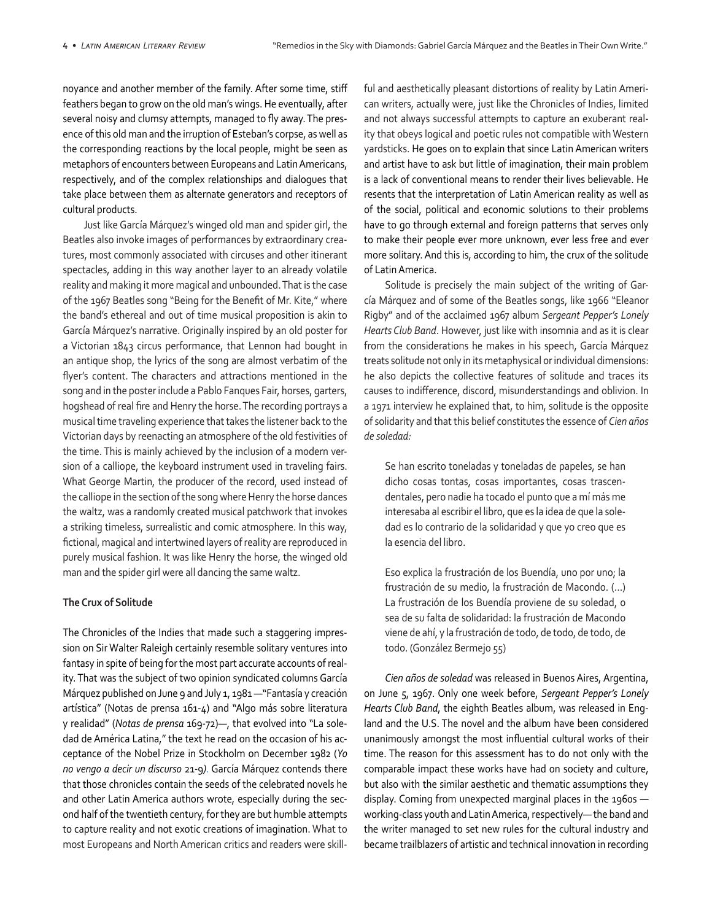noyance and another member of the family. After some time, stiff feathers began to grow on the old man's wings. He eventually, after several noisy and clumsy attempts, managed to fly away. The presence of this old man and the irruption of Esteban's corpse, as well as the corresponding reactions by the local people, might be seen as metaphors of encounters between Europeans and Latin Americans, respectively, and of the complex relationships and dialogues that take place between them as alternate generators and receptors of cultural products.

Just like García Márquez's winged old man and spider girl, the Beatles also invoke images of performances by extraordinary creatures, most commonly associated with circuses and other itinerant spectacles, adding in this way another layer to an already volatile reality and making it more magical and unbounded. That is the case of the 1967 Beatles song "Being for the Benefit of Mr. Kite," where the band's ethereal and out of time musical proposition is akin to García Márquez's narrative. Originally inspired by an old poster for a Victorian 1843 circus performance, that Lennon had bought in an antique shop, the lyrics of the song are almost verbatim of the flyer's content. The characters and attractions mentioned in the song and in the poster include a Pablo Fanques Fair, horses, garters, hogshead of real fire and Henry the horse. The recording portrays a musical time traveling experience that takes the listener back to the Victorian days by reenacting an atmosphere of the old festivities of the time. This is mainly achieved by the inclusion of a modern version of a calliope, the keyboard instrument used in traveling fairs. What George Martin, the producer of the record, used instead of the calliope in the section of the song where Henry the horse dances the waltz, was a randomly created musical patchwork that invokes a striking timeless, surrealistic and comic atmosphere. In this way, fictional, magical and intertwined layers of reality are reproduced in purely musical fashion. It was like Henry the horse, the winged old man and the spider girl were all dancing the same waltz.

### The Crux of Solitude

The Chronicles of the Indies that made such a staggering impression on Sir Walter Raleigh certainly resemble solitary ventures into fantasy in spite of being for the most part accurate accounts of reality. That was the subject of two opinion syndicated columns García Márquez published on June 9 and July 1, 1981—"Fantasía y creación artística" (Notas de prensa 161-4) and "Algo más sobre literatura y realidad" (*Notas de prensa* 169-72)—, that evolved into "La soledad de América Latina," the text he read on the occasion of his acceptance of the Nobel Prize in Stockholm on December 1982 (*Yo no vengo a decir un discurso* 21-9). García Márquez contends there that those chronicles contain the seeds of the celebrated novels he and other Latin America authors wrote, especially during the second half of the twentieth century, for they are but humble attempts to capture reality and not exotic creations of imagination. What to most Europeans and North American critics and readers were skillful and aesthetically pleasant distortions of reality by Latin American writers, actually were, just like the Chronicles of Indies, limited and not always successful attempts to capture an exuberant reality that obeys logical and poetic rules not compatible with Western yardsticks. He goes on to explain that since Latin American writers and artist have to ask but little of imagination, their main problem is a lack of conventional means to render their lives believable. He resents that the interpretation of Latin American reality as well as of the social, political and economic solutions to their problems have to go through external and foreign patterns that serves only to make their people ever more unknown, ever less free and ever more solitary. And this is, according to him, the crux of the solitude of Latin America.

Solitude is precisely the main subject of the writing of García Márquez and of some of the Beatles songs, like 1966 "Eleanor Rigby" and of the acclaimed 1967 album *Sergeant Pepper's Lonely Hearts Club Band*. However, just like with insomnia and as it is clear from the considerations he makes in his speech, García Márquez treats solitude not only in its metaphysical or individual dimensions: he also depicts the collective features of solitude and traces its causes to indifference, discord, misunderstandings and oblivion. In a 1971 interview he explained that, to him, solitude is the opposite of solidarity and that this belief constitutes the essence of *Cien años de soledad:*

> Se han escrito toneladas y toneladas de papeles, se han dicho cosas tontas, cosas importantes, cosas trascendentales, pero nadie ha tocado el punto que a mí más me interesaba al escribir el libro, que es la idea de que la soledad es lo contrario de la solidaridad y que yo creo que es la esencia del libro.
>
> Eso explica la frustración de los Buendía, uno por uno; la frustración de su medio, la frustración de Macondo. (...) La frustración de los Buendía proviene de su soledad, o sea de su falta de solidaridad: la frustración de Macondo viene de ahí, y la frustración de todo, de todo, de todo, de todo. (González Bermejo 55)

*Cien años de soledad* was released in Buenos Aires, Argentina, on June 5, 1967. Only one week before, *Sergeant Pepper's Lonely Hearts Club Band*, the eighth Beatles album, was released in England and the U.S. The novel and the album have been considered unanimously amongst the most influential cultural works of their time. The reason for this assessment has to do not only with the comparable impact these works have had on society and culture, but also with the similar aesthetic and thematic assumptions they display. Coming from unexpected marginal places in the 1960s — working-class youth and Latin America, respectively—the band and the writer managed to set new rules for the cultural industry and became trailblazers of artistic and technical innovation in recording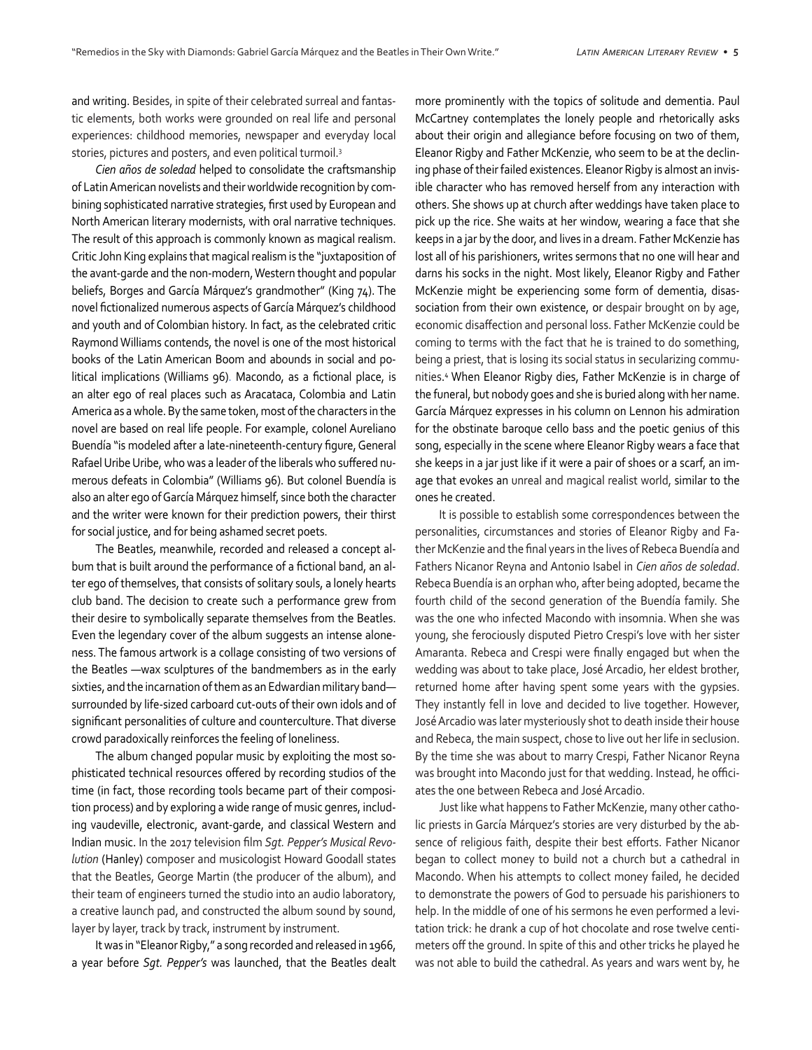and writing. Besides, in spite of their celebrated surreal and fantastic elements, both works were grounded on real life and personal experiences: childhood memories, newspaper and everyday local stories, pictures and posters, and even political turmoil.[3]

*Cien años de soledad* helped to consolidate the craftsmanship of Latin American novelists and their worldwide recognition by combining sophisticated narrative strategies, first used by European and North American literary modernists, with oral narrative techniques. The result of this approach is commonly known as magical realism. Critic John King explains that magical realism is the "juxtaposition of the avant-garde and the non-modern, Western thought and popular beliefs, Borges and García Márquez's grandmother" (King 74). The novel fictionalized numerous aspects of García Márquez's childhood and youth and of Colombian history. In fact, as the celebrated critic Raymond Williams contends, the novel is one of the most historical books of the Latin American Boom and abounds in social and political implications (Williams 96). Macondo, as a fictional place, is an alter ego of real places such as Aracataca, Colombia and Latin America as a whole. By the same token, most of the characters in the novel are based on real life people. For example, colonel Aureliano Buendía "is modeled after a late-nineteenth-century figure, General Rafael Uribe Uribe, who was a leader of the liberals who suffered numerous defeats in Colombia" (Williams 96). But colonel Buendía is also an alter ego of García Márquez himself, since both the character and the writer were known for their prediction powers, their thirst for social justice, and for being ashamed secret poets.

The Beatles, meanwhile, recorded and released a concept album that is built around the performance of a fictional band, an alter ego of themselves, that consists of solitary souls, a lonely hearts club band. The decision to create such a performance grew from their desire to symbolically separate themselves from the Beatles. Even the legendary cover of the album suggests an intense aloneness. The famous artwork is a collage consisting of two versions of the Beatles —wax sculptures of the bandmembers as in the early sixties, and the incarnation of them as an Edwardian military band— surrounded by life-sized carboard cut-outs of their own idols and of significant personalities of culture and counterculture. That diverse crowd paradoxically reinforces the feeling of loneliness.

The album changed popular music by exploiting the most sophisticated technical resources offered by recording studios of the time (in fact, those recording tools became part of their composition process) and by exploring a wide range of music genres, including vaudeville, electronic, avant-garde, and classical Western and Indian music. In the 2017 television film *Sgt. Pepper's Musical Revolution* (Hanley) composer and musicologist Howard Goodall states that the Beatles, George Martin (the producer of the album), and their team of engineers turned the studio into an audio laboratory, a creative launch pad, and constructed the album sound by sound, layer by layer, track by track, instrument by instrument.

It was in "Eleanor Rigby," a song recorded and released in 1966, a year before *Sgt. Pepper's* was launched, that the Beatles dealt more prominently with the topics of solitude and dementia. Paul McCartney contemplates the lonely people and rhetorically asks about their origin and allegiance before focusing on two of them, Eleanor Rigby and Father McKenzie, who seem to be at the declining phase of their failed existences. Eleanor Rigby is almost an invisible character who has removed herself from any interaction with others. She shows up at church after weddings have taken place to pick up the rice. She waits at her window, wearing a face that she keeps in a jar by the door, and lives in a dream. Father McKenzie has lost all of his parishioners, writes sermons that no one will hear and darns his socks in the night. Most likely, Eleanor Rigby and Father McKenzie might be experiencing some form of dementia, disassociation from their own existence, or despair brought on by age, economic disaffection and personal loss. Father McKenzie could be coming to terms with the fact that he is trained to do something, being a priest, that is losing its social status in secularizing communities.[4] When Eleanor Rigby dies, Father McKenzie is in charge of the funeral, but nobody goes and she is buried along with her name. García Márquez expresses in his column on Lennon his admiration for the obstinate baroque cello bass and the poetic genius of this song, especially in the scene where Eleanor Rigby wears a face that she keeps in a jar just like if it were a pair of shoes or a scarf, an image that evokes an unreal and magical realist world, similar to the ones he created.

It is possible to establish some correspondences between the personalities, circumstances and stories of Eleanor Rigby and Father McKenzie and the final years in the lives of Rebeca Buendía and Fathers Nicanor Reyna and Antonio Isabel in *Cien años de soledad*. Rebeca Buendía is an orphan who, after being adopted, became the fourth child of the second generation of the Buendía family. She was the one who infected Macondo with insomnia. When she was young, she ferociously disputed Pietro Crespi's love with her sister Amaranta. Rebeca and Crespi were finally engaged but when the wedding was about to take place, José Arcadio, her eldest brother, returned home after having spent some years with the gypsies. They instantly fell in love and decided to live together. However, José Arcadio was later mysteriously shot to death inside their house and Rebeca, the main suspect, chose to live out her life in seclusion. By the time she was about to marry Crespi, Father Nicanor Reyna was brought into Macondo just for that wedding. Instead, he officiates the one between Rebeca and José Arcadio.

Just like what happens to Father McKenzie, many other catholic priests in García Márquez's stories are very disturbed by the absence of religious faith, despite their best efforts. Father Nicanor began to collect money to build not a church but a cathedral in Macondo. When his attempts to collect money failed, he decided to demonstrate the powers of God to persuade his parishioners to help. In the middle of one of his sermons he even performed a levitation trick: he drank a cup of hot chocolate and rose twelve centimeters off the ground. In spite of this and other tricks he played he was not able to build the cathedral. As years and wars went by, he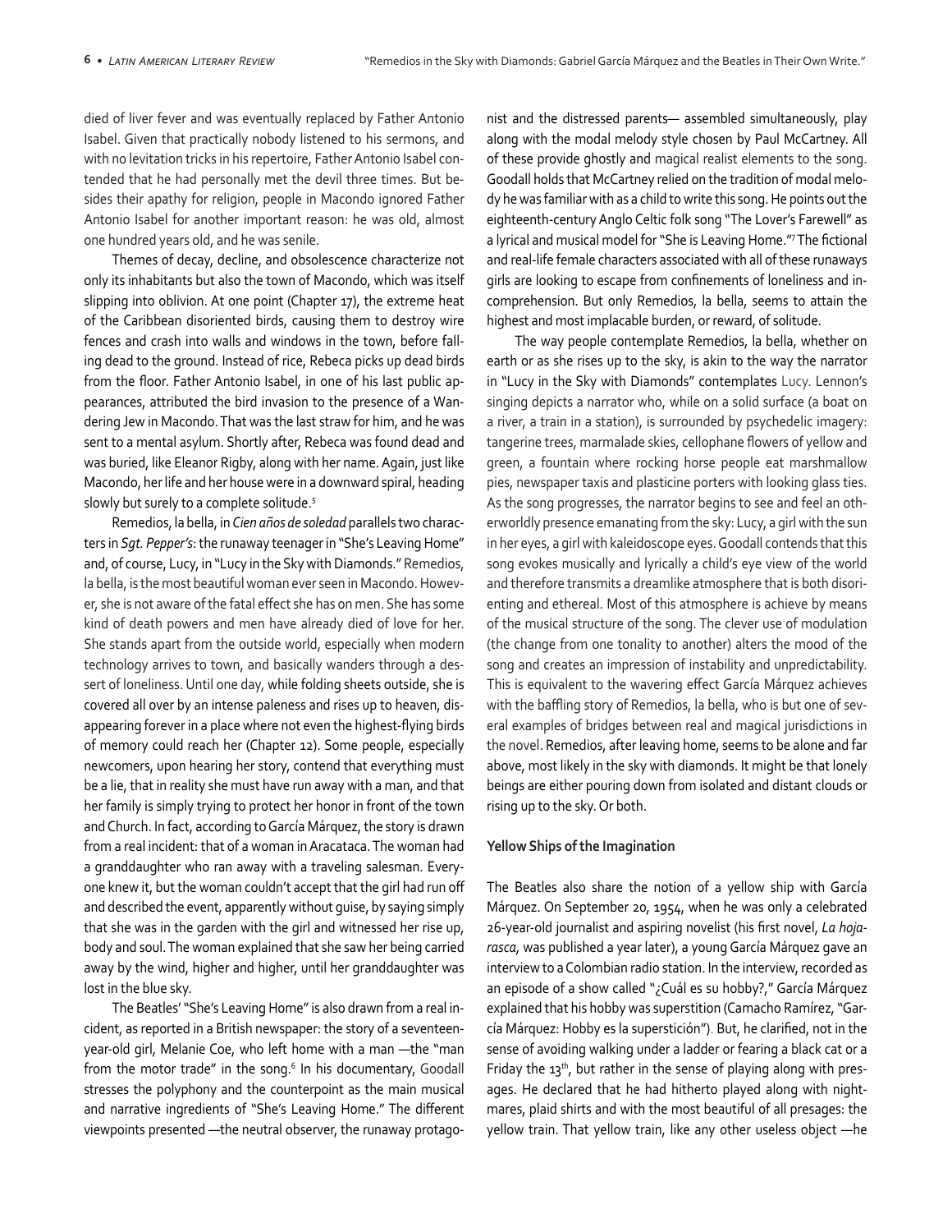died of liver fever and was eventually replaced by Father Antonio Isabel. Given that practically nobody listened to his sermons, and with no levitation tricks in his repertoire, Father Antonio Isabel contended that he had personally met the devil three times. But besides their apathy for religion, people in Macondo ignored Father Antonio Isabel for another important reason: he was old, almost one hundred years old, and he was senile.

Themes of decay, decline, and obsolescence characterize not only its inhabitants but also the town of Macondo, which was itself slipping into oblivion. At one point (Chapter 17), the extreme heat of the Caribbean disoriented birds, causing them to destroy wire fences and crash into walls and windows in the town, before falling dead to the ground. Instead of rice, Rebeca picks up dead birds from the floor. Father Antonio Isabel, in one of his last public appearances, attributed the bird invasion to the presence of a Wandering Jew in Macondo. That was the last straw for him, and he was sent to a mental asylum. Shortly after, Rebeca was found dead and was buried, like Eleanor Rigby, along with her name. Again, just like Macondo, her life and her house were in a downward spiral, heading slowly but surely to a complete solitude.[5]

Remedios, la bella, in *Cien años de soledad* parallels two characters in *Sgt. Pepper's*: the runaway teenager in "She's Leaving Home" and, of course, Lucy, in "Lucy in the Sky with Diamonds." Remedios, la bella, is the most beautiful woman ever seen in Macondo. However, she is not aware of the fatal effect she has on men. She has some kind of death powers and men have already died of love for her. She stands apart from the outside world, especially when modern technology arrives to town, and basically wanders through a dessert of loneliness. Until one day, while folding sheets outside, she is covered all over by an intense paleness and rises up to heaven, disappearing forever in a place where not even the highest-flying birds of memory could reach her (Chapter 12). Some people, especially newcomers, upon hearing her story, contend that everything must be a lie, that in reality she must have run away with a man, and that her family is simply trying to protect her honor in front of the town and Church. In fact, according to García Márquez, the story is drawn from a real incident: that of a woman in Aracataca. The woman had a granddaughter who ran away with a traveling salesman. Everyone knew it, but the woman couldn't accept that the girl had run off and described the event, apparently without guise, by saying simply that she was in the garden with the girl and witnessed her rise up, body and soul. The woman explained that she saw her being carried away by the wind, higher and higher, until her granddaughter was lost in the blue sky.

The Beatles' "She's Leaving Home" is also drawn from a real incident, as reported in a British newspaper: the story of a seventeen-year-old girl, Melanie Coe, who left home with a man —the "man from the motor trade" in the song.[6] In his documentary, Goodall stresses the polyphony and the counterpoint as the main musical and narrative ingredients of "She's Leaving Home." The different viewpoints presented —the neutral observer, the runaway protagonist and the distressed parents— assembled simultaneously, play along with the modal melody style chosen by Paul McCartney. All of these provide ghostly and magical realist elements to the song. Goodall holds that McCartney relied on the tradition of modal melody he was familiar with as a child to write this song. He points out the eighteenth-century Anglo Celtic folk song "The Lover's Farewell" as a lyrical and musical model for "She is Leaving Home."[7] The fictional and real-life female characters associated with all of these runaways girls are looking to escape from confinements of loneliness and incomprehension. But only Remedios, la bella, seems to attain the highest and most implacable burden, or reward, of solitude.

The way people contemplate Remedios, la bella, whether on earth or as she rises up to the sky, is akin to the way the narrator in "Lucy in the Sky with Diamonds" contemplates Lucy. Lennon's singing depicts a narrator who, while on a solid surface (a boat on a river, a train in a station), is surrounded by psychedelic imagery: tangerine trees, marmalade skies, cellophane flowers of yellow and green, a fountain where rocking horse people eat marshmallow pies, newspaper taxis and plasticine porters with looking glass ties. As the song progresses, the narrator begins to see and feel an otherworldly presence emanating from the sky: Lucy, a girl with the sun in her eyes, a girl with kaleidoscope eyes. Goodall contends that this song evokes musically and lyrically a child's eye view of the world and therefore transmits a dreamlike atmosphere that is both disorienting and ethereal. Most of this atmosphere is achieve by means of the musical structure of the song. The clever use of modulation (the change from one tonality to another) alters the mood of the song and creates an impression of instability and unpredictability. This is equivalent to the wavering effect García Márquez achieves with the baffling story of Remedios, la bella, who is but one of several examples of bridges between real and magical jurisdictions in the novel. Remedios, after leaving home, seems to be alone and far above, most likely in the sky with diamonds. It might be that lonely beings are either pouring down from isolated and distant clouds or rising up to the sky. Or both.

**Yellow Ships of the Imagination**

The Beatles also share the notion of a yellow ship with García Márquez. On September 20, 1954, when he was only a celebrated 26-year-old journalist and aspiring novelist (his first novel, *La hojarasca,* was published a year later), a young García Márquez gave an interview to a Colombian radio station. In the interview, recorded as an episode of a show called "¿Cuál es su hobby?," García Márquez explained that his hobby was superstition (Camacho Ramírez, "García Márquez: Hobby es la superstición"). But, he clarified, not in the sense of avoiding walking under a ladder or fearing a black cat or a Friday the 13th, but rather in the sense of playing along with presages. He declared that he had hitherto played along with nightmares, plaid shirts and with the most beautiful of all presages: the yellow train. That yellow train, like any other useless object —he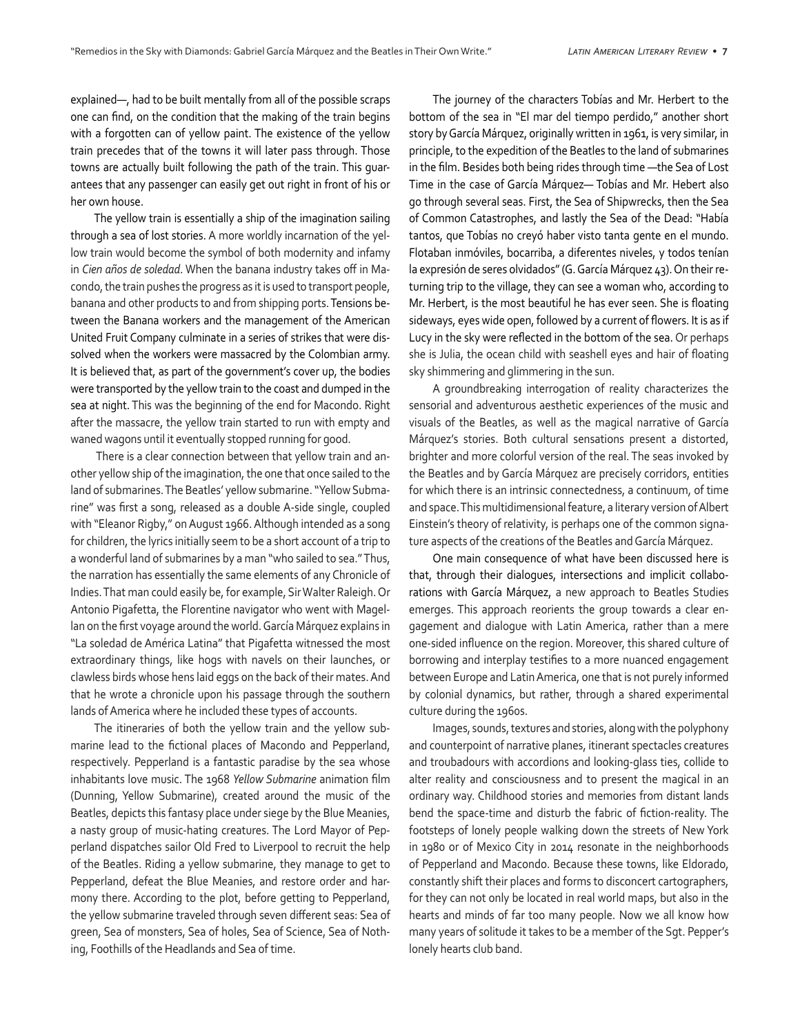explained—, had to be built mentally from all of the possible scraps one can find, on the condition that the making of the train begins with a forgotten can of yellow paint. The existence of the yellow train precedes that of the towns it will later pass through. Those towns are actually built following the path of the train. This guarantees that any passenger can easily get out right in front of his or her own house.

The yellow train is essentially a ship of the imagination sailing through a sea of lost stories. A more worldly incarnation of the yellow train would become the symbol of both modernity and infamy in *Cien años de soledad*. When the banana industry takes off in Macondo, the train pushes the progress as it is used to transport people, banana and other products to and from shipping ports. Tensions between the Banana workers and the management of the American United Fruit Company culminate in a series of strikes that were dissolved when the workers were massacred by the Colombian army. It is believed that, as part of the government's cover up, the bodies were transported by the yellow train to the coast and dumped in the sea at night. This was the beginning of the end for Macondo. Right after the massacre, the yellow train started to run with empty and waned wagons until it eventually stopped running for good.

There is a clear connection between that yellow train and another yellow ship of the imagination, the one that once sailed to the land of submarines. The Beatles' yellow submarine. "Yellow Submarine" was first a song, released as a double A-side single, coupled with "Eleanor Rigby," on August 1966. Although intended as a song for children, the lyrics initially seem to be a short account of a trip to a wonderful land of submarines by a man "who sailed to sea." Thus, the narration has essentially the same elements of any Chronicle of Indies. That man could easily be, for example, Sir Walter Raleigh. Or Antonio Pigafetta, the Florentine navigator who went with Magellan on the first voyage around the world. García Márquez explains in "La soledad de América Latina" that Pigafetta witnessed the most extraordinary things, like hogs with navels on their launches, or clawless birds whose hens laid eggs on the back of their mates. And that he wrote a chronicle upon his passage through the southern lands of America where he included these types of accounts.

The itineraries of both the yellow train and the yellow submarine lead to the fictional places of Macondo and Pepperland, respectively. Pepperland is a fantastic paradise by the sea whose inhabitants love music. The 1968 *Yellow Submarine* animation film (Dunning, Yellow Submarine), created around the music of the Beatles, depicts this fantasy place under siege by the Blue Meanies, a nasty group of music-hating creatures. The Lord Mayor of Pepperland dispatches sailor Old Fred to Liverpool to recruit the help of the Beatles. Riding a yellow submarine, they manage to get to Pepperland, defeat the Blue Meanies, and restore order and harmony there. According to the plot, before getting to Pepperland, the yellow submarine traveled through seven different seas: Sea of green, Sea of monsters, Sea of holes, Sea of Science, Sea of Nothing, Foothills of the Headlands and Sea of time.

The journey of the characters Tobías and Mr. Herbert to the bottom of the sea in "El mar del tiempo perdido," another short story by García Márquez, originally written in 1961, is very similar, in principle, to the expedition of the Beatles to the land of submarines in the film. Besides both being rides through time —the Sea of Lost Time in the case of García Márquez— Tobías and Mr. Hebert also go through several seas. First, the Sea of Shipwrecks, then the Sea of Common Catastrophes, and lastly the Sea of the Dead: "Había tantos, que Tobías no creyó haber visto tanta gente en el mundo. Flotaban inmóviles, bocarriba, a diferentes niveles, y todos tenían la expresión de seres olvidados" (G. García Márquez 43). On their returning trip to the village, they can see a woman who, according to Mr. Herbert, is the most beautiful he has ever seen. She is floating sideways, eyes wide open, followed by a current of flowers. It is as if Lucy in the sky were reflected in the bottom of the sea. Or perhaps she is Julia, the ocean child with seashell eyes and hair of floating sky shimmering and glimmering in the sun.

A groundbreaking interrogation of reality characterizes the sensorial and adventurous aesthetic experiences of the music and visuals of the Beatles, as well as the magical narrative of García Márquez's stories. Both cultural sensations present a distorted, brighter and more colorful version of the real. The seas invoked by the Beatles and by García Márquez are precisely corridors, entities for which there is an intrinsic connectedness, a continuum, of time and space. This multidimensional feature, a literary version of Albert Einstein's theory of relativity, is perhaps one of the common signature aspects of the creations of the Beatles and García Márquez.

One main consequence of what have been discussed here is that, through their dialogues, intersections and implicit collaborations with García Márquez, a new approach to Beatles Studies emerges. This approach reorients the group towards a clear engagement and dialogue with Latin America, rather than a mere one-sided influence on the region. Moreover, this shared culture of borrowing and interplay testifies to a more nuanced engagement between Europe and Latin America, one that is not purely informed by colonial dynamics, but rather, through a shared experimental culture during the 1960s.

Images, sounds, textures and stories, along with the polyphony and counterpoint of narrative planes, itinerant spectacles creatures and troubadours with accordions and looking-glass ties, collide to alter reality and consciousness and to present the magical in an ordinary way. Childhood stories and memories from distant lands bend the space-time and disturb the fabric of fiction-reality. The footsteps of lonely people walking down the streets of New York in 1980 or of Mexico City in 2014 resonate in the neighborhoods of Pepperland and Macondo. Because these towns, like Eldorado, constantly shift their places and forms to disconcert cartographers, for they can not only be located in real world maps, but also in the hearts and minds of far too many people. Now we all know how many years of solitude it takes to be a member of the Sgt. Pepper's lonely hearts club band.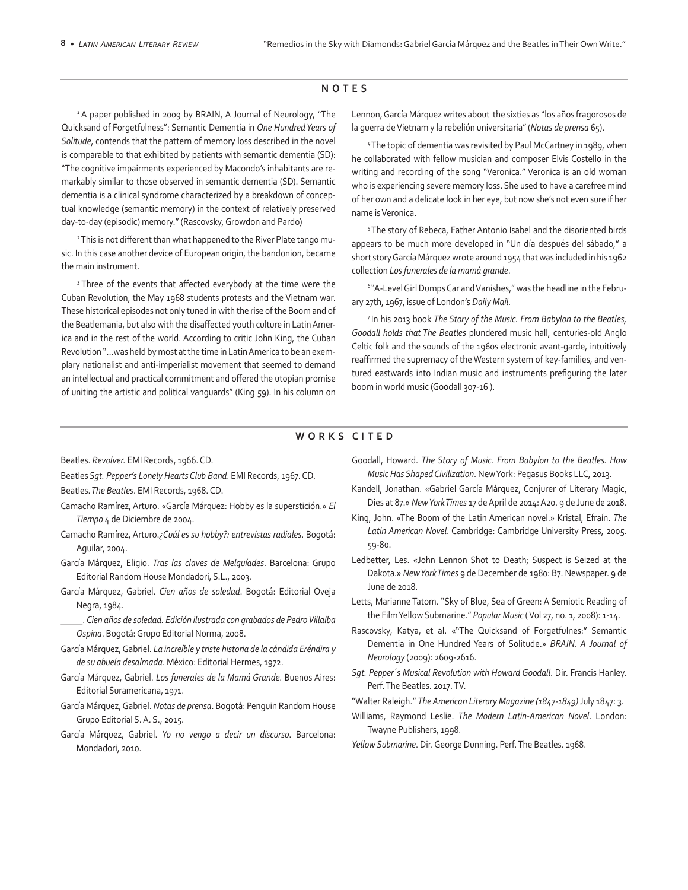## NOTES

[1] A paper published in 2009 by BRAIN, A Journal of Neurology, "The Quicksand of Forgetfulness": Semantic Dementia in *One Hundred Years of Solitude*, contends that the pattern of memory loss described in the novel is comparable to that exhibited by patients with semantic dementia (SD): "The cognitive impairments experienced by Macondo's inhabitants are remarkably similar to those observed in semantic dementia (SD). Semantic dementia is a clinical syndrome characterized by a breakdown of conceptual knowledge (semantic memory) in the context of relatively preserved day-to-day (episodic) memory." (Rascovsky, Growdon and Pardo)

[2] This is not different than what happened to the River Plate tango music. In this case another device of European origin, the bandonion, became the main instrument.

[3] Three of the events that affected everybody at the time were the Cuban Revolution, the May 1968 students protests and the Vietnam war. These historical episodes not only tuned in with the rise of the Boom and of the Beatlemania, but also with the disaffected youth culture in Latin America and in the rest of the world. According to critic John King, the Cuban Revolution "…was held by most at the time in Latin America to be an exemplary nationalist and anti-imperialist movement that seemed to demand an intellectual and practical commitment and offered the utopian promise of uniting the artistic and political vanguards" (King 59). In his column on Lennon, García Márquez writes about the sixties as "los años fragorosos de la guerra de Vietnam y la rebelión universitaria" (*Notas de prensa* 65).

[4] The topic of dementia was revisited by Paul McCartney in 1989, when he collaborated with fellow musician and composer Elvis Costello in the writing and recording of the song "Veronica." Veronica is an old woman who is experiencing severe memory loss. She used to have a carefree mind of her own and a delicate look in her eye, but now she's not even sure if her name is Veronica.

[5] The story of Rebeca, Father Antonio Isabel and the disoriented birds appears to be much more developed in "Un día después del sábado," a short story García Márquez wrote around 1954 that was included in his 1962 collection *Los funerales de la mamá grande*.

[6] "A-Level Girl Dumps Car and Vanishes," was the headline in the February 27th, 1967, issue of London's *Daily Mail*.

[7] In his 2013 book *The Story of the Music. From Babylon to the Beatles, Goodall holds that The Beatles* plundered music hall, centuries-old Anglo Celtic folk and the sounds of the 1960s electronic avant-garde, intuitively reaffirmed the supremacy of the Western system of key-families, and ventured eastwards into Indian music and instruments prefiguring the later boom in world music (Goodall 307-16 ).

## WORKS CITED

Beatles. *Revolver.* EMI Records, 1966. CD.

Beatles *Sgt. Pepper's Lonely Hearts Club Band*. EMI Records, 1967. CD.

Beatles. *The Beatles*. EMI Records, 1968. CD.

Camacho Ramírez, Arturo. «García Márquez: Hobby es la superstición.» *El Tiempo* 4 de Diciembre de 2004.

Camacho Ramírez, Arturo.*¿Cuál es su hobby?: entrevistas radiales*. Bogotá: Aguilar, 2004.

García Márquez, Eligio. *Tras las claves de Melquíades*. Barcelona: Grupo Editorial Random House Mondadori, S.L., 2003.

García Márquez, Gabriel. *Cien años de soledad*. Bogotá: Editorial Oveja Negra, 1984.

_____. *Cien años de soledad. Edición ilustrada con grabados de Pedro Villalba Ospina*. Bogotá: Grupo Editorial Norma, 2008.

García Márquez, Gabriel. *La increíble y triste historia de la cándida Eréndira y de su abuela desalmada*. México: Editorial Hermes, 1972.

García Márquez, Gabriel. *Los funerales de la Mamá Grande*. Buenos Aires: Editorial Suramericana, 1971.

García Márquez, Gabriel. *Notas de prensa*. Bogotá: Penguin Random House Grupo Editorial S. A. S., 2015.

García Márquez, Gabriel. *Yo no vengo a decir un discurso*. Barcelona: Mondadori, 2010.

Goodall, Howard. *The Story of Music. From Babylon to the Beatles. How Music Has Shaped Civilization*. New York: Pegasus Books LLC, 2013.

Kandell, Jonathan. «Gabriel García Márquez, Conjurer of Literary Magic, Dies at 87.» *New York Times* 17 de April de 2014: A20. 9 de June de 2018.

King, John. «The Boom of the Latin American novel.» Kristal, Efraín. *The Latin American Novel*. Cambridge: Cambridge University Press, 2005. 59-80.

Ledbetter, Les. «John Lennon Shot to Death; Suspect is Seized at the Dakota.» *New York Times* 9 de December de 1980: B7. Newspaper. 9 de June de 2018.

Letts, Marianne Tatom. "Sky of Blue, Sea of Green: A Semiotic Reading of the Film Yellow Submarine." *Popular Music* ( Vol 27, no. 1, 2008): 1-14.

Rascovsky, Katya, et al. «"The Quicksand of Forgetfulnes:" Semantic Dementia in One Hundred Years of Solitude.» *BRAIN. A Journal of Neurology* (2009): 2609-2616.

*Sgt. Pepper´s Musical Revolution with Howard Goodall*. Dir. Francis Hanley. Perf. The Beatles. 2017. TV.

"Walter Raleigh." *The American Literary Magazine (1847-1849)* July 1847: 3.

Williams, Raymond Leslie. *The Modern Latin-American Novel*. London: Twayne Publishers, 1998.

*Yellow Submarine*. Dir. George Dunning. Perf. The Beatles. 1968.